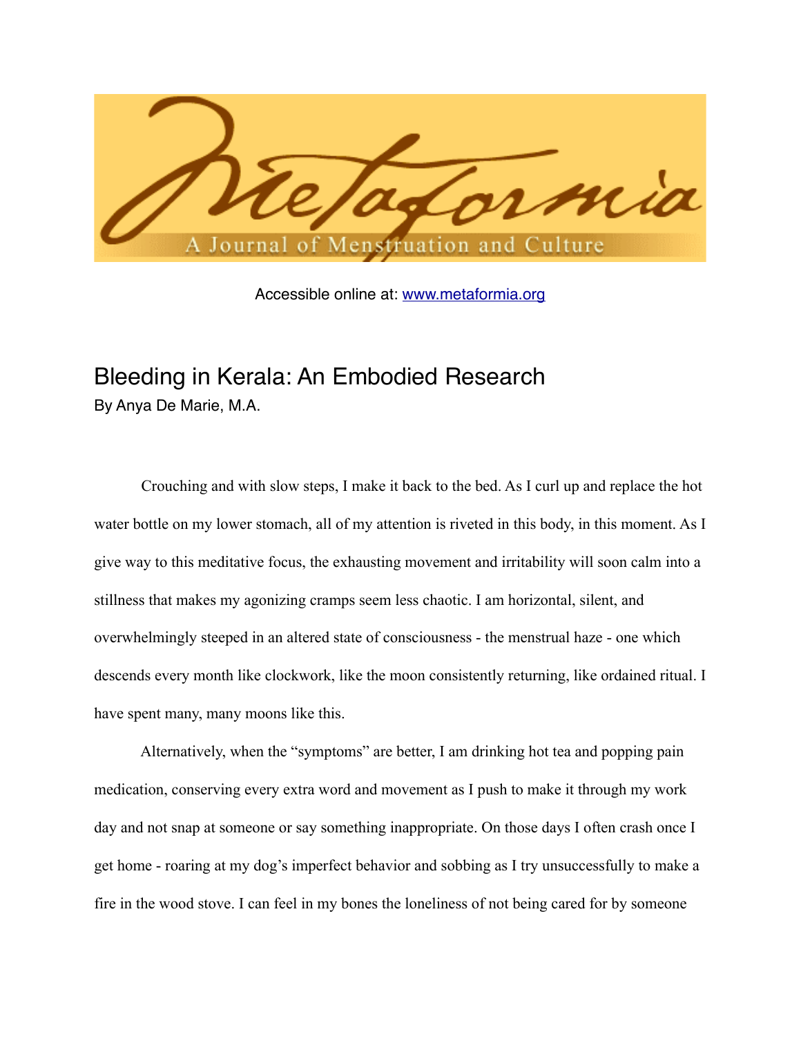Metaformia

A Journal of Menstruation and Culture

Accessible online at: www.metaformia.org

# Bleeding in Kerala: An Embodied Research

By Anya De Marie, M.A.

Crouching and with slow steps, I make it back to the bed. As I curl up and replace the hot water bottle on my lower stomach, all of my attention is riveted in this body, in this moment. As I give way to this meditative focus, the exhausting movement and irritability will soon calm into a stillness that makes my agonizing cramps seem less chaotic. I am horizontal, silent, and overwhelmingly steeped in an altered state of consciousness - the menstrual haze - one which descends every month like clockwork, like the moon consistently returning, like ordained ritual. I have spent many, many moons like this.

Alternatively, when the "symptoms" are better, I am drinking hot tea and popping pain medication, conserving every extra word and movement as I push to make it through my work day and not snap at someone or say something inappropriate. On those days I often crash once I get home - roaring at my dog's imperfect behavior and sobbing as I try unsuccessfully to make a fire in the wood stove. I can feel in my bones the loneliness of not being cared for by someone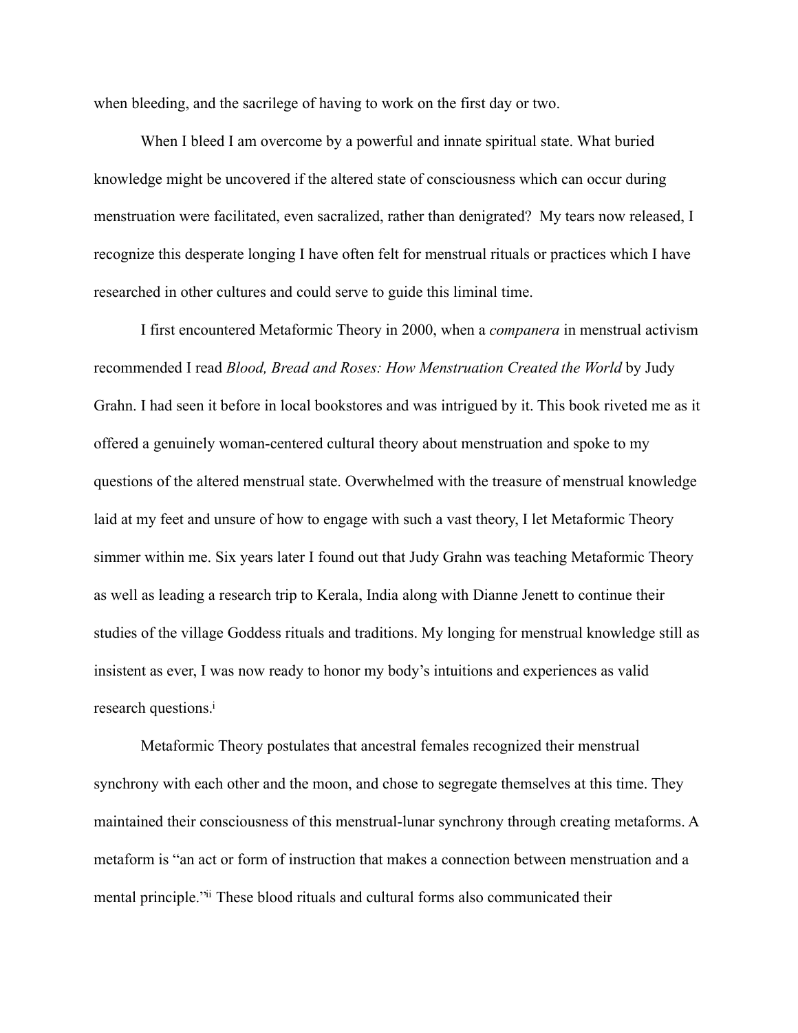when bleeding, and the sacrilege of having to work on the first day or two.

When I bleed I am overcome by a powerful and innate spiritual state. What buried knowledge might be uncovered if the altered state of consciousness which can occur during menstruation were facilitated, even sacralized, rather than denigrated? My tears now released, I recognize this desperate longing I have often felt for menstrual rituals or practices which I have researched in other cultures and could serve to guide this liminal time.

I first encountered Metaformic Theory in 2000, when a *companera* in menstrual activism recommended I read *Blood, Bread and Roses: How Menstruation Created the World* by Judy Grahn. I had seen it before in local bookstores and was intrigued by it. This book riveted me as it offered a genuinely woman-centered cultural theory about menstruation and spoke to my questions of the altered menstrual state. Overwhelmed with the treasure of menstrual knowledge laid at my feet and unsure of how to engage with such a vast theory, I let Metaformic Theory simmer within me. Six years later I found out that Judy Grahn was teaching Metaformic Theory as well as leading a research trip to Kerala, India along with Dianne Jenett to continue their studies of the village Goddess rituals and traditions. My longing for menstrual knowledge still as insistent as ever, I was now ready to honor my body's intuitions and experiences as valid research questions.[i]

Metaformic Theory postulates that ancestral females recognized their menstrual synchrony with each other and the moon, and chose to segregate themselves at this time. They maintained their consciousness of this menstrual-lunar synchrony through creating metaforms. A metaform is "an act or form of instruction that makes a connection between menstruation and a mental principle."[ii] These blood rituals and cultural forms also communicated their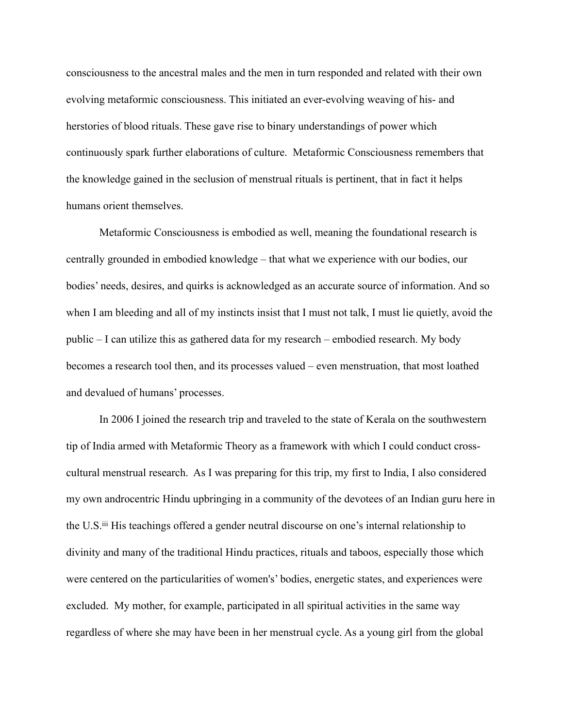consciousness to the ancestral males and the men in turn responded and related with their own evolving metaformic consciousness. This initiated an ever-evolving weaving of his- and herstories of blood rituals. These gave rise to binary understandings of power which continuously spark further elaborations of culture. Metaformic Consciousness remembers that the knowledge gained in the seclusion of menstrual rituals is pertinent, that in fact it helps humans orient themselves.

Metaformic Consciousness is embodied as well, meaning the foundational research is centrally grounded in embodied knowledge – that what we experience with our bodies, our bodies' needs, desires, and quirks is acknowledged as an accurate source of information. And so when I am bleeding and all of my instincts insist that I must not talk, I must lie quietly, avoid the public – I can utilize this as gathered data for my research – embodied research. My body becomes a research tool then, and its processes valued – even menstruation, that most loathed and devalued of humans' processes.

In 2006 I joined the research trip and traveled to the state of Kerala on the southwestern tip of India armed with Metaformic Theory as a framework with which I could conduct cross-cultural menstrual research. As I was preparing for this trip, my first to India, I also considered my own androcentric Hindu upbringing in a community of the devotees of an Indian guru here in the U.S.[iii] His teachings offered a gender neutral discourse on one's internal relationship to divinity and many of the traditional Hindu practices, rituals and taboos, especially those which were centered on the particularities of women's' bodies, energetic states, and experiences were excluded. My mother, for example, participated in all spiritual activities in the same way regardless of where she may have been in her menstrual cycle. As a young girl from the global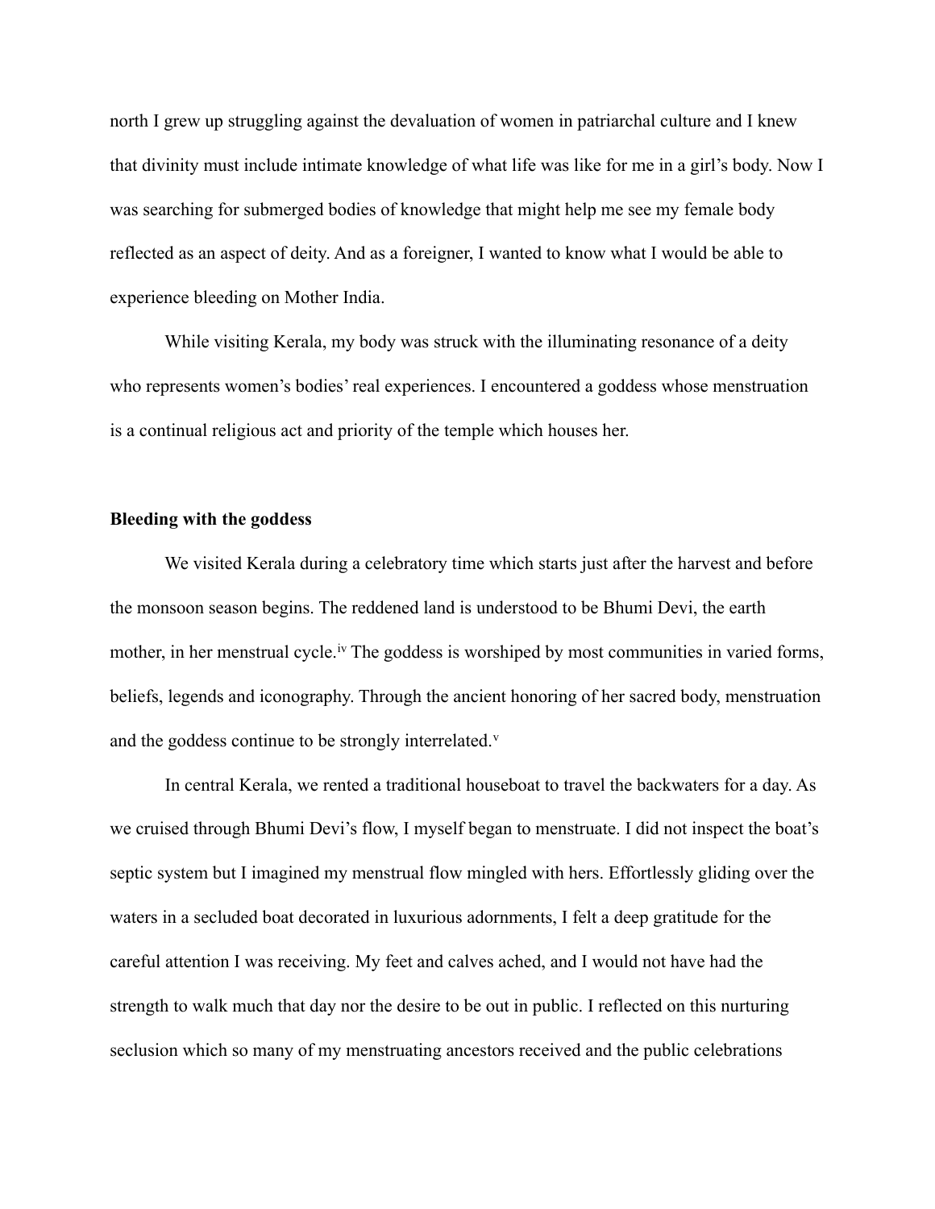north I grew up struggling against the devaluation of women in patriarchal culture and I knew that divinity must include intimate knowledge of what life was like for me in a girl's body. Now I was searching for submerged bodies of knowledge that might help me see my female body reflected as an aspect of deity. And as a foreigner, I wanted to know what I would be able to experience bleeding on Mother India.

While visiting Kerala, my body was struck with the illuminating resonance of a deity who represents women's bodies' real experiences. I encountered a goddess whose menstruation is a continual religious act and priority of the temple which houses her.

**Bleeding with the goddess**

We visited Kerala during a celebratory time which starts just after the harvest and before the monsoon season begins. The reddened land is understood to be Bhumi Devi, the earth mother, in her menstrual cycle.[iv] The goddess is worshiped by most communities in varied forms, beliefs, legends and iconography. Through the ancient honoring of her sacred body, menstruation and the goddess continue to be strongly interrelated.[v]

In central Kerala, we rented a traditional houseboat to travel the backwaters for a day. As we cruised through Bhumi Devi's flow, I myself began to menstruate. I did not inspect the boat's septic system but I imagined my menstrual flow mingled with hers. Effortlessly gliding over the waters in a secluded boat decorated in luxurious adornments, I felt a deep gratitude for the careful attention I was receiving. My feet and calves ached, and I would not have had the strength to walk much that day nor the desire to be out in public. I reflected on this nurturing seclusion which so many of my menstruating ancestors received and the public celebrations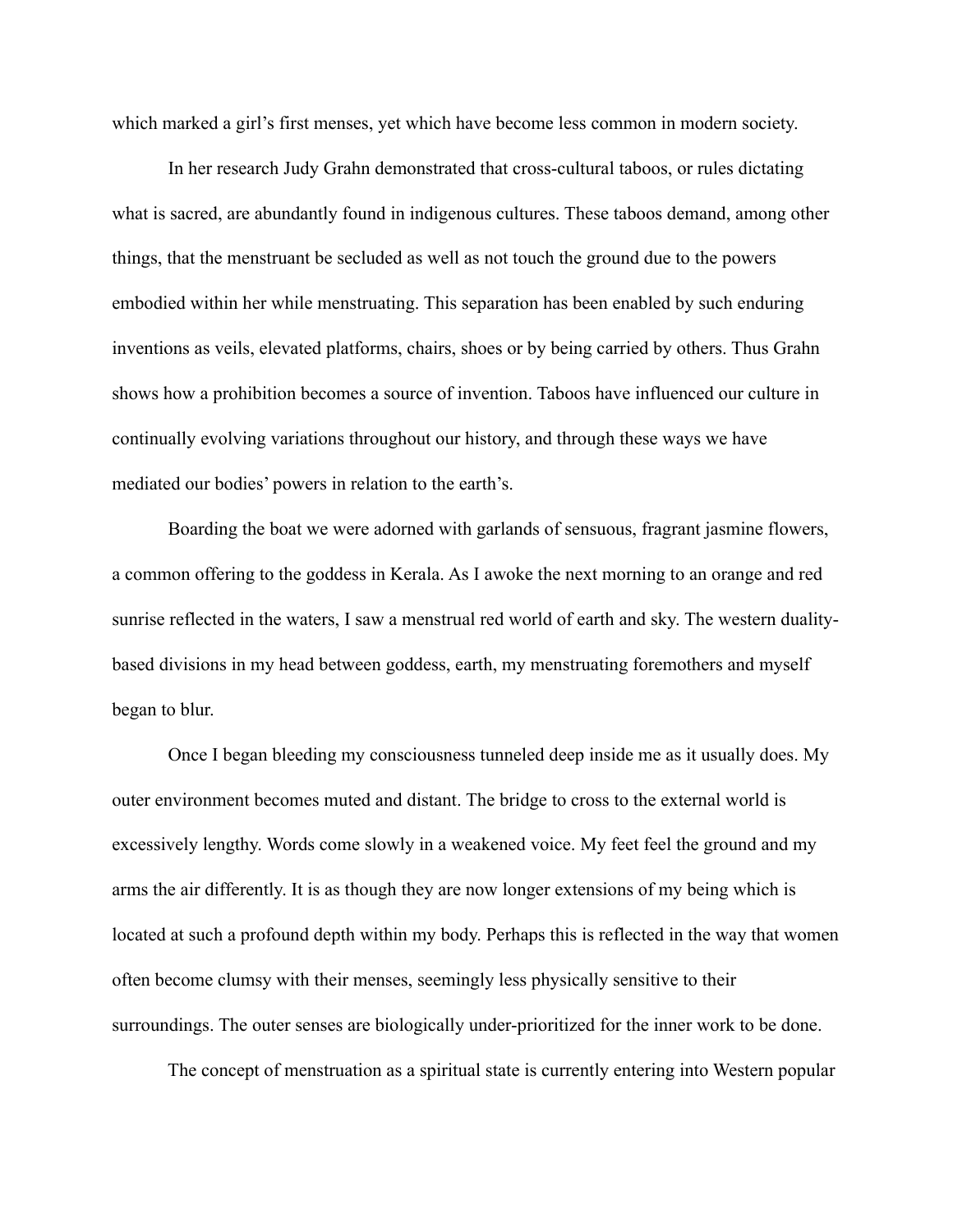which marked a girl's first menses, yet which have become less common in modern society.

In her research Judy Grahn demonstrated that cross-cultural taboos, or rules dictating what is sacred, are abundantly found in indigenous cultures. These taboos demand, among other things, that the menstruant be secluded as well as not touch the ground due to the powers embodied within her while menstruating. This separation has been enabled by such enduring inventions as veils, elevated platforms, chairs, shoes or by being carried by others. Thus Grahn shows how a prohibition becomes a source of invention. Taboos have influenced our culture in continually evolving variations throughout our history, and through these ways we have mediated our bodies' powers in relation to the earth's.

Boarding the boat we were adorned with garlands of sensuous, fragrant jasmine flowers, a common offering to the goddess in Kerala. As I awoke the next morning to an orange and red sunrise reflected in the waters, I saw a menstrual red world of earth and sky. The western duality-based divisions in my head between goddess, earth, my menstruating foremothers and myself began to blur.

Once I began bleeding my consciousness tunneled deep inside me as it usually does. My outer environment becomes muted and distant. The bridge to cross to the external world is excessively lengthy. Words come slowly in a weakened voice. My feet feel the ground and my arms the air differently. It is as though they are now longer extensions of my being which is located at such a profound depth within my body. Perhaps this is reflected in the way that women often become clumsy with their menses, seemingly less physically sensitive to their surroundings. The outer senses are biologically under-prioritized for the inner work to be done.

The concept of menstruation as a spiritual state is currently entering into Western popular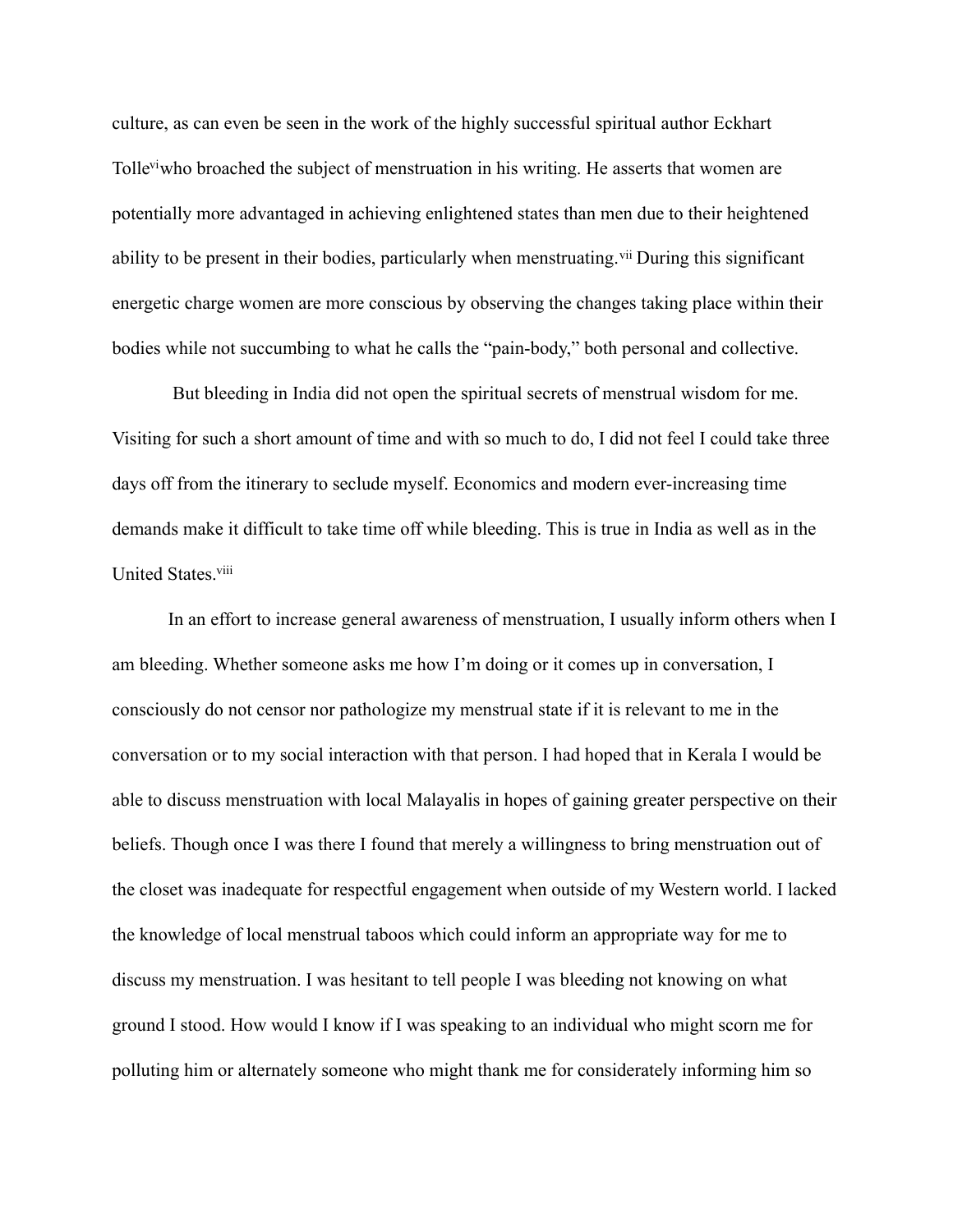culture, as can even be seen in the work of the highly successful spiritual author Eckhart Tolle[vi] who broached the subject of menstruation in his writing. He asserts that women are potentially more advantaged in achieving enlightened states than men due to their heightened ability to be present in their bodies, particularly when menstruating.[vii] During this significant energetic charge women are more conscious by observing the changes taking place within their bodies while not succumbing to what he calls the "pain-body," both personal and collective.

But bleeding in India did not open the spiritual secrets of menstrual wisdom for me. Visiting for such a short amount of time and with so much to do, I did not feel I could take three days off from the itinerary to seclude myself. Economics and modern ever-increasing time demands make it difficult to take time off while bleeding. This is true in India as well as in the United States.[viii]

In an effort to increase general awareness of menstruation, I usually inform others when I am bleeding. Whether someone asks me how I'm doing or it comes up in conversation, I consciously do not censor nor pathologize my menstrual state if it is relevant to me in the conversation or to my social interaction with that person. I had hoped that in Kerala I would be able to discuss menstruation with local Malayalis in hopes of gaining greater perspective on their beliefs. Though once I was there I found that merely a willingness to bring menstruation out of the closet was inadequate for respectful engagement when outside of my Western world. I lacked the knowledge of local menstrual taboos which could inform an appropriate way for me to discuss my menstruation. I was hesitant to tell people I was bleeding not knowing on what ground I stood. How would I know if I was speaking to an individual who might scorn me for polluting him or alternately someone who might thank me for considerately informing him so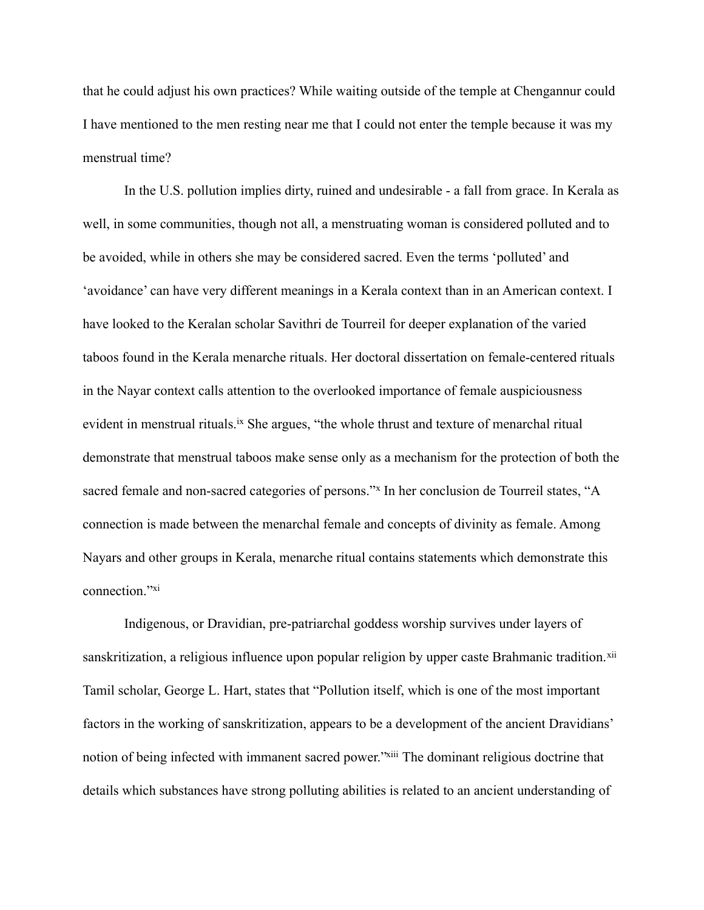that he could adjust his own practices? While waiting outside of the temple at Chengannur could I have mentioned to the men resting near me that I could not enter the temple because it was my menstrual time?

In the U.S. pollution implies dirty, ruined and undesirable - a fall from grace. In Kerala as well, in some communities, though not all, a menstruating woman is considered polluted and to be avoided, while in others she may be considered sacred. Even the terms 'polluted' and 'avoidance' can have very different meanings in a Kerala context than in an American context. I have looked to the Keralan scholar Savithri de Tourreil for deeper explanation of the varied taboos found in the Kerala menarche rituals. Her doctoral dissertation on female-centered rituals in the Nayar context calls attention to the overlooked importance of female auspiciousness evident in menstrual rituals.[ix] She argues, "the whole thrust and texture of menarchal ritual demonstrate that menstrual taboos make sense only as a mechanism for the protection of both the sacred female and non-sacred categories of persons."[x] In her conclusion de Tourreil states, "A connection is made between the menarchal female and concepts of divinity as female. Among Nayars and other groups in Kerala, menarche ritual contains statements which demonstrate this connection."[xi]

Indigenous, or Dravidian, pre-patriarchal goddess worship survives under layers of sanskritization, a religious influence upon popular religion by upper caste Brahmanic tradition.[xii] Tamil scholar, George L. Hart, states that "Pollution itself, which is one of the most important factors in the working of sanskritization, appears to be a development of the ancient Dravidians' notion of being infected with immanent sacred power."[xiii] The dominant religious doctrine that details which substances have strong polluting abilities is related to an ancient understanding of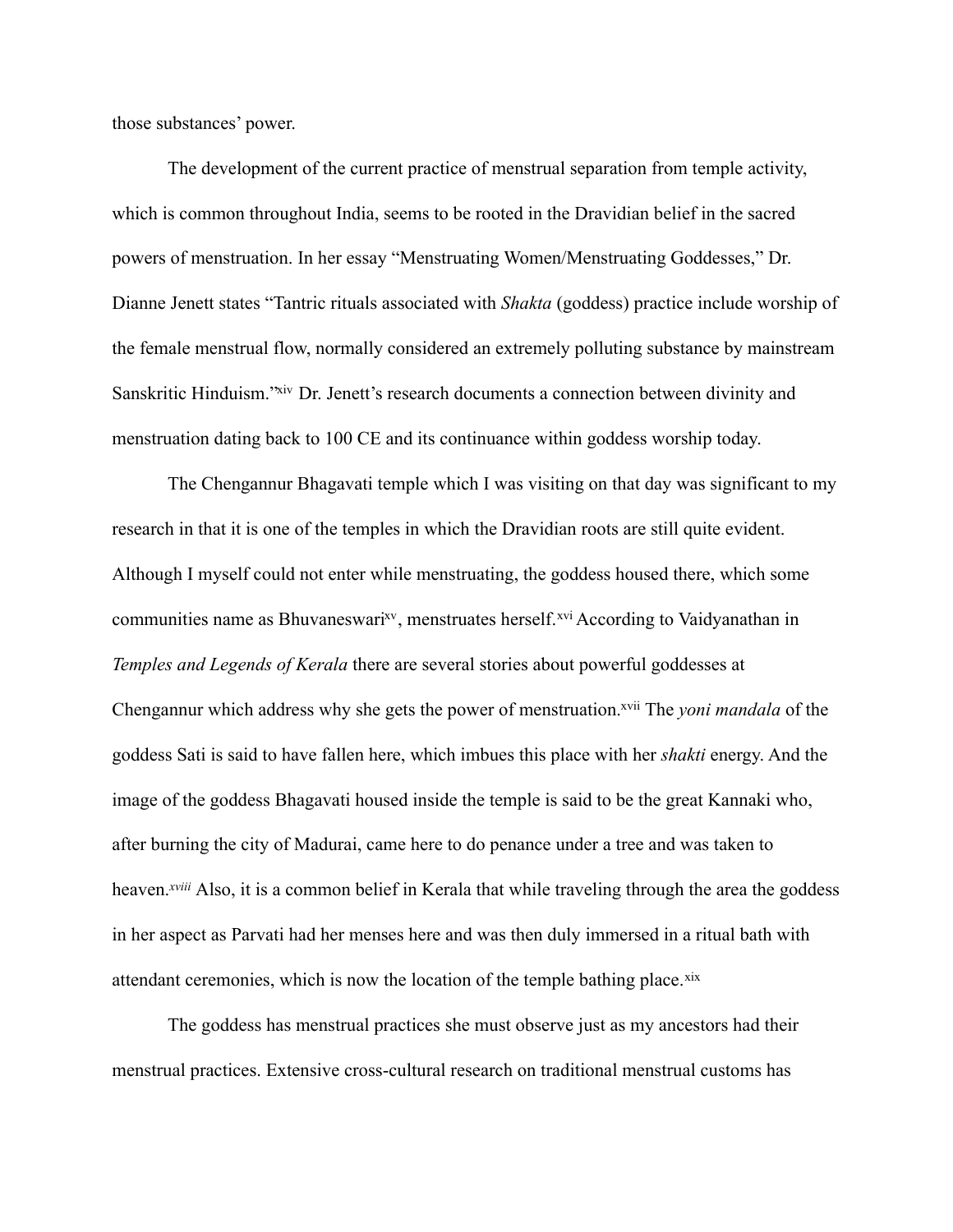those substances' power.

The development of the current practice of menstrual separation from temple activity, which is common throughout India, seems to be rooted in the Dravidian belief in the sacred powers of menstruation. In her essay "Menstruating Women/Menstruating Goddesses," Dr. Dianne Jenett states "Tantric rituals associated with *Shakta* (goddess) practice include worship of the female menstrual flow, normally considered an extremely polluting substance by mainstream Sanskritic Hinduism."[xiv] Dr. Jenett's research documents a connection between divinity and menstruation dating back to 100 CE and its continuance within goddess worship today.

The Chengannur Bhagavati temple which I was visiting on that day was significant to my research in that it is one of the temples in which the Dravidian roots are still quite evident. Although I myself could not enter while menstruating, the goddess housed there, which some communities name as Bhuvaneswari[xv], menstruates herself.[xvi] According to Vaidyanathan in *Temples and Legends of Kerala* there are several stories about powerful goddesses at Chengannur which address why she gets the power of menstruation.[xvii] The *yoni mandala* of the goddess Sati is said to have fallen here, which imbues this place with her *shakti* energy. And the image of the goddess Bhagavati housed inside the temple is said to be the great Kannaki who, after burning the city of Madurai, came here to do penance under a tree and was taken to heaven.[xviii] Also, it is a common belief in Kerala that while traveling through the area the goddess in her aspect as Parvati had her menses here and was then duly immersed in a ritual bath with attendant ceremonies, which is now the location of the temple bathing place.[xix]

The goddess has menstrual practices she must observe just as my ancestors had their menstrual practices. Extensive cross-cultural research on traditional menstrual customs has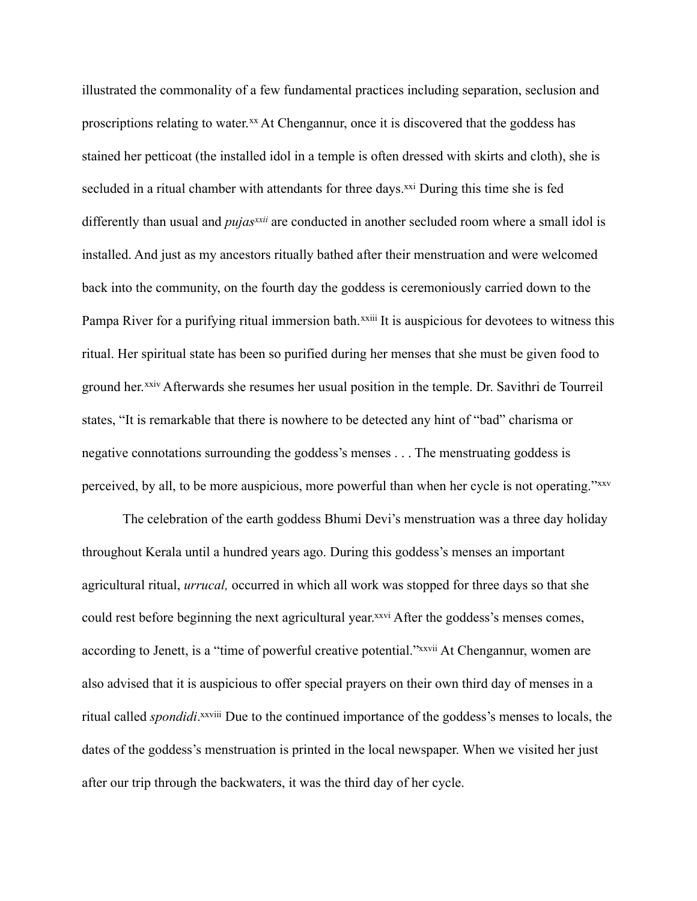illustrated the commonality of a few fundamental practices including separation, seclusion and proscriptions relating to water.[xx] At Chengannur, once it is discovered that the goddess has stained her petticoat (the installed idol in a temple is often dressed with skirts and cloth), she is secluded in a ritual chamber with attendants for three days.[xxi] During this time she is fed differently than usual and *pujas*[xxii] are conducted in another secluded room where a small idol is installed. And just as my ancestors ritually bathed after their menstruation and were welcomed back into the community, on the fourth day the goddess is ceremoniously carried down to the Pampa River for a purifying ritual immersion bath.[xxiii] It is auspicious for devotees to witness this ritual. Her spiritual state has been so purified during her menses that she must be given food to ground her.[xxiv] Afterwards she resumes her usual position in the temple. Dr. Savithri de Tourreil states, "It is remarkable that there is nowhere to be detected any hint of "bad" charisma or negative connotations surrounding the goddess's menses . . . The menstruating goddess is perceived, by all, to be more auspicious, more powerful than when her cycle is not operating."[xxv]

The celebration of the earth goddess Bhumi Devi's menstruation was a three day holiday throughout Kerala until a hundred years ago. During this goddess's menses an important agricultural ritual, *urrucal,* occurred in which all work was stopped for three days so that she could rest before beginning the next agricultural year.[xxvi] After the goddess's menses comes, according to Jenett, is a "time of powerful creative potential."[xxvii] At Chengannur, women are also advised that it is auspicious to offer special prayers on their own third day of menses in a ritual called *spondidi*.[xxviii] Due to the continued importance of the goddess's menses to locals, the dates of the goddess's menstruation is printed in the local newspaper. When we visited her just after our trip through the backwaters, it was the third day of her cycle.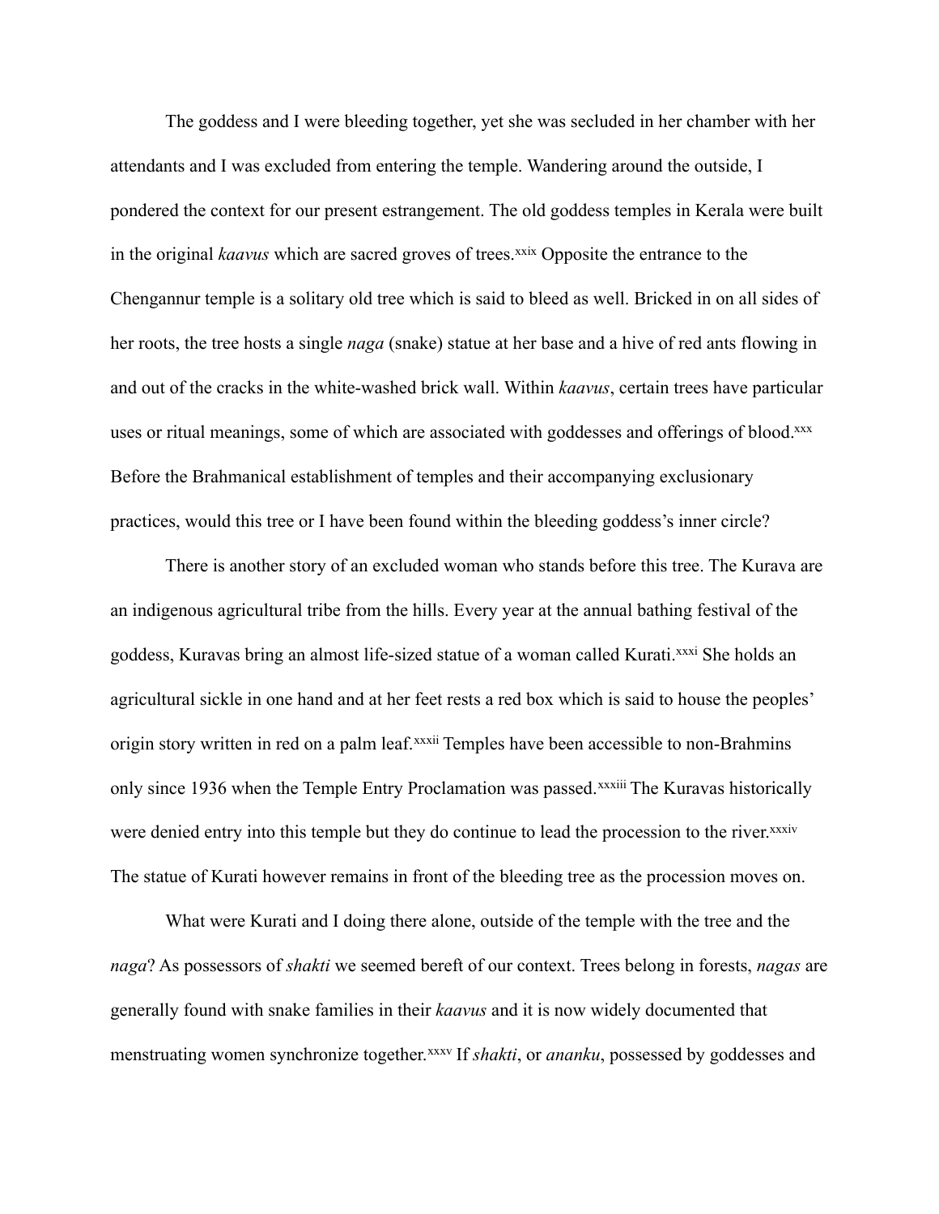The goddess and I were bleeding together, yet she was secluded in her chamber with her attendants and I was excluded from entering the temple. Wandering around the outside, I pondered the context for our present estrangement. The old goddess temples in Kerala were built in the original *kaavus* which are sacred groves of trees.[xxix] Opposite the entrance to the Chengannur temple is a solitary old tree which is said to bleed as well. Bricked in on all sides of her roots, the tree hosts a single *naga* (snake) statue at her base and a hive of red ants flowing in and out of the cracks in the white-washed brick wall. Within *kaavus*, certain trees have particular uses or ritual meanings, some of which are associated with goddesses and offerings of blood.[xxx] Before the Brahmanical establishment of temples and their accompanying exclusionary practices, would this tree or I have been found within the bleeding goddess's inner circle?

There is another story of an excluded woman who stands before this tree. The Kurava are an indigenous agricultural tribe from the hills. Every year at the annual bathing festival of the goddess, Kuravas bring an almost life-sized statue of a woman called Kurati.[xxxi] She holds an agricultural sickle in one hand and at her feet rests a red box which is said to house the peoples' origin story written in red on a palm leaf.[xxxii] Temples have been accessible to non-Brahmins only since 1936 when the Temple Entry Proclamation was passed.[xxxiii] The Kuravas historically were denied entry into this temple but they do continue to lead the procession to the river.[xxxiv] The statue of Kurati however remains in front of the bleeding tree as the procession moves on.

What were Kurati and I doing there alone, outside of the temple with the tree and the *naga*? As possessors of *shakti* we seemed bereft of our context. Trees belong in forests, *nagas* are generally found with snake families in their *kaavus* and it is now widely documented that menstruating women synchronize together.[xxxv] If *shakti*, or *ananku*, possessed by goddesses and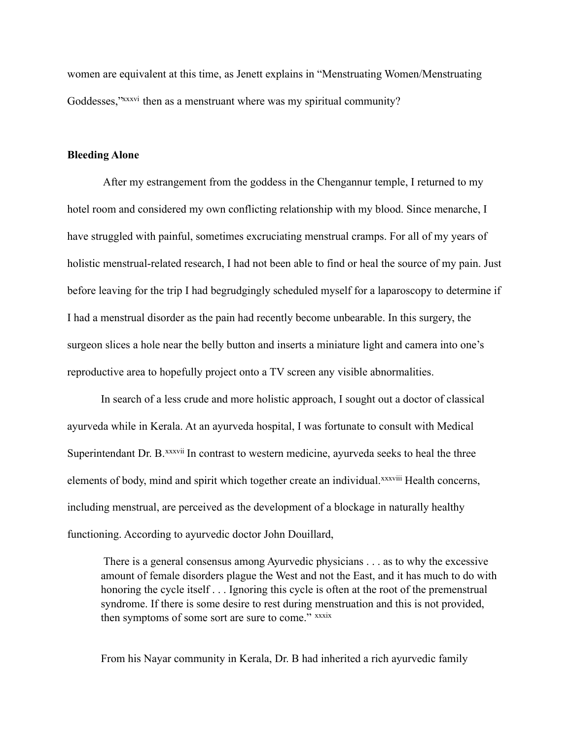women are equivalent at this time, as Jenett explains in "Menstruating Women/Menstruating Goddesses,"[xxxvi] then as a menstruant where was my spiritual community?

### Bleeding Alone

After my estrangement from the goddess in the Chengannur temple, I returned to my hotel room and considered my own conflicting relationship with my blood. Since menarche, I have struggled with painful, sometimes excruciating menstrual cramps. For all of my years of holistic menstrual-related research, I had not been able to find or heal the source of my pain. Just before leaving for the trip I had begrudgingly scheduled myself for a laparoscopy to determine if I had a menstrual disorder as the pain had recently become unbearable. In this surgery, the surgeon slices a hole near the belly button and inserts a miniature light and camera into one's reproductive area to hopefully project onto a TV screen any visible abnormalities.

In search of a less crude and more holistic approach, I sought out a doctor of classical ayurveda while in Kerala. At an ayurveda hospital, I was fortunate to consult with Medical Superintendant Dr. B.[xxxvii] In contrast to western medicine, ayurveda seeks to heal the three elements of body, mind and spirit which together create an individual.[xxxviii] Health concerns, including menstrual, are perceived as the development of a blockage in naturally healthy functioning. According to ayurvedic doctor John Douillard,

> There is a general consensus among Ayurvedic physicians . . . as to why the excessive amount of female disorders plague the West and not the East, and it has much to do with honoring the cycle itself . . . Ignoring this cycle is often at the root of the premenstrual syndrome. If there is some desire to rest during menstruation and this is not provided, then symptoms of some sort are sure to come."[xxxix]

From his Nayar community in Kerala, Dr. B had inherited a rich ayurvedic family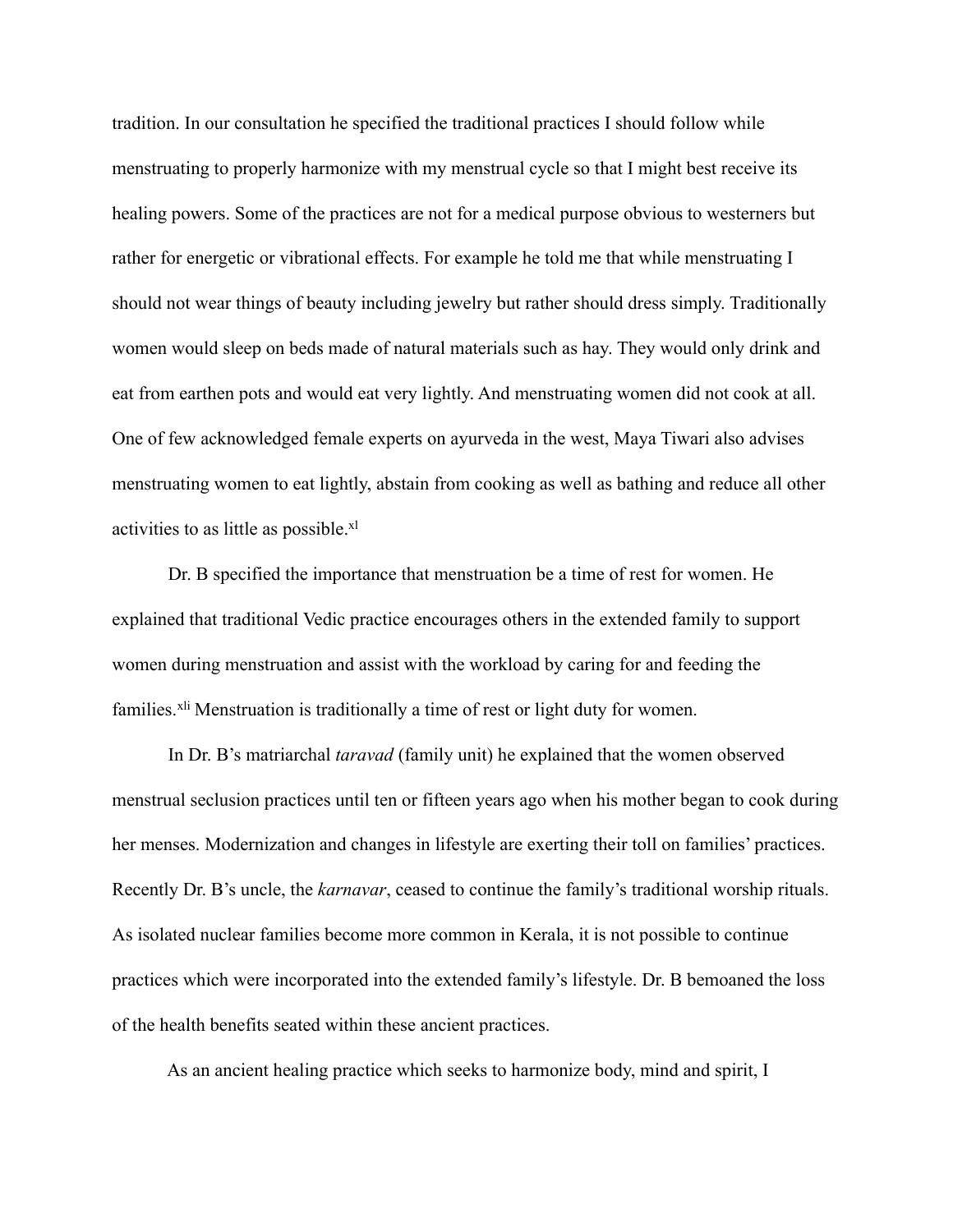tradition. In our consultation he specified the traditional practices I should follow while menstruating to properly harmonize with my menstrual cycle so that I might best receive its healing powers. Some of the practices are not for a medical purpose obvious to westerners but rather for energetic or vibrational effects. For example he told me that while menstruating I should not wear things of beauty including jewelry but rather should dress simply. Traditionally women would sleep on beds made of natural materials such as hay. They would only drink and eat from earthen pots and would eat very lightly. And menstruating women did not cook at all. One of few acknowledged female experts on ayurveda in the west, Maya Tiwari also advises menstruating women to eat lightly, abstain from cooking as well as bathing and reduce all other activities to as little as possible.[xl]

Dr. B specified the importance that menstruation be a time of rest for women. He explained that traditional Vedic practice encourages others in the extended family to support women during menstruation and assist with the workload by caring for and feeding the families.[xli] Menstruation is traditionally a time of rest or light duty for women.

In Dr. B's matriarchal *taravad* (family unit) he explained that the women observed menstrual seclusion practices until ten or fifteen years ago when his mother began to cook during her menses. Modernization and changes in lifestyle are exerting their toll on families' practices. Recently Dr. B's uncle, the *karnavar*, ceased to continue the family's traditional worship rituals. As isolated nuclear families become more common in Kerala, it is not possible to continue practices which were incorporated into the extended family's lifestyle. Dr. B bemoaned the loss of the health benefits seated within these ancient practices.

As an ancient healing practice which seeks to harmonize body, mind and spirit, I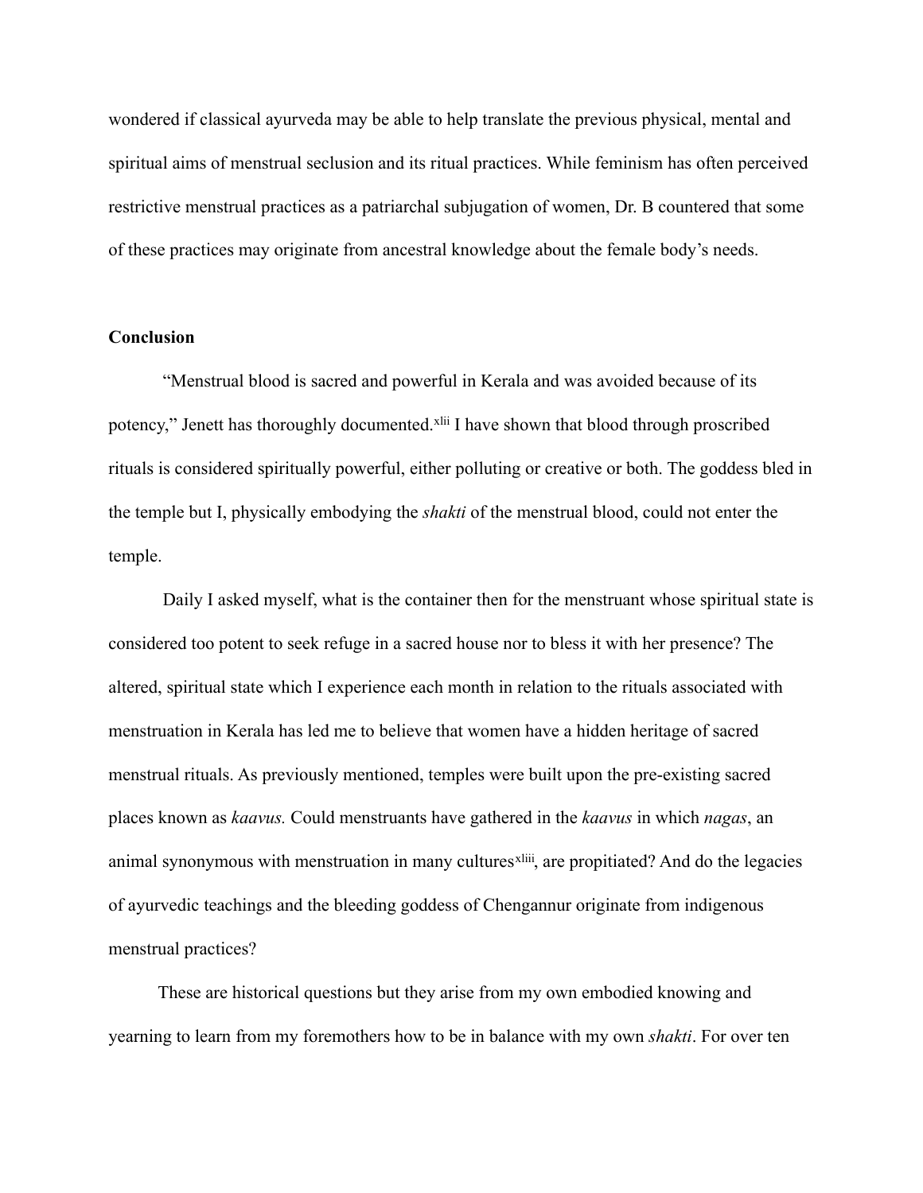wondered if classical ayurveda may be able to help translate the previous physical, mental and spiritual aims of menstrual seclusion and its ritual practices. While feminism has often perceived restrictive menstrual practices as a patriarchal subjugation of women, Dr. B countered that some of these practices may originate from ancestral knowledge about the female body's needs.

**Conclusion**

"Menstrual blood is sacred and powerful in Kerala and was avoided because of its potency," Jenett has thoroughly documented.[xlii] I have shown that blood through proscribed rituals is considered spiritually powerful, either polluting or creative or both. The goddess bled in the temple but I, physically embodying the *shakti* of the menstrual blood, could not enter the temple.

Daily I asked myself, what is the container then for the menstruant whose spiritual state is considered too potent to seek refuge in a sacred house nor to bless it with her presence? The altered, spiritual state which I experience each month in relation to the rituals associated with menstruation in Kerala has led me to believe that women have a hidden heritage of sacred menstrual rituals. As previously mentioned, temples were built upon the pre-existing sacred places known as *kaavus.* Could menstruants have gathered in the *kaavus* in which *nagas*, an animal synonymous with menstruation in many cultures[xliii], are propitiated? And do the legacies of ayurvedic teachings and the bleeding goddess of Chengannur originate from indigenous menstrual practices?

These are historical questions but they arise from my own embodied knowing and yearning to learn from my foremothers how to be in balance with my own *shakti*. For over ten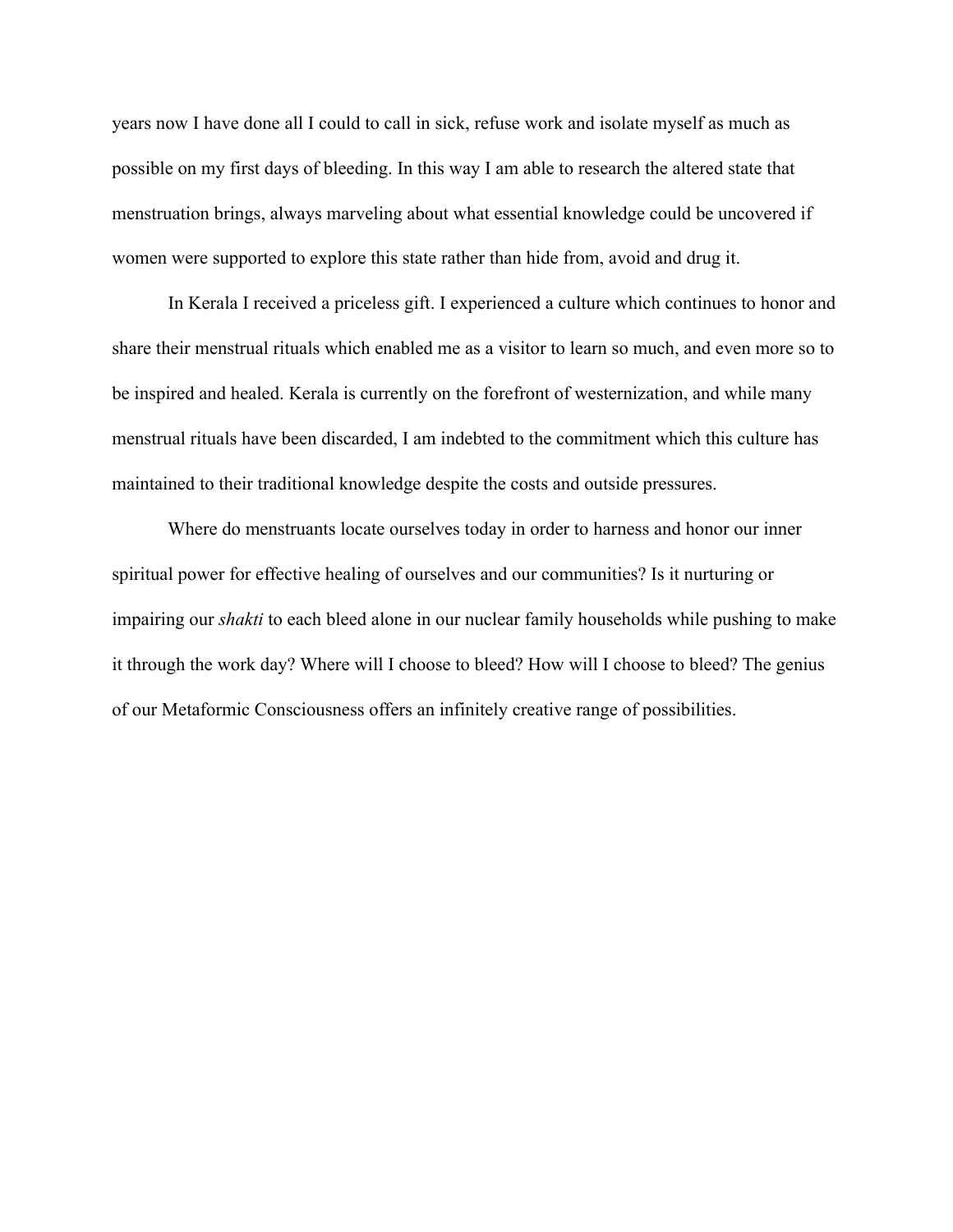years now I have done all I could to call in sick, refuse work and isolate myself as much as possible on my first days of bleeding. In this way I am able to research the altered state that menstruation brings, always marveling about what essential knowledge could be uncovered if women were supported to explore this state rather than hide from, avoid and drug it.

In Kerala I received a priceless gift. I experienced a culture which continues to honor and share their menstrual rituals which enabled me as a visitor to learn so much, and even more so to be inspired and healed. Kerala is currently on the forefront of westernization, and while many menstrual rituals have been discarded, I am indebted to the commitment which this culture has maintained to their traditional knowledge despite the costs and outside pressures.

Where do menstruants locate ourselves today in order to harness and honor our inner spiritual power for effective healing of ourselves and our communities? Is it nurturing or impairing our *shakti* to each bleed alone in our nuclear family households while pushing to make it through the work day? Where will I choose to bleed? How will I choose to bleed? The genius of our Metaformic Consciousness offers an infinitely creative range of possibilities.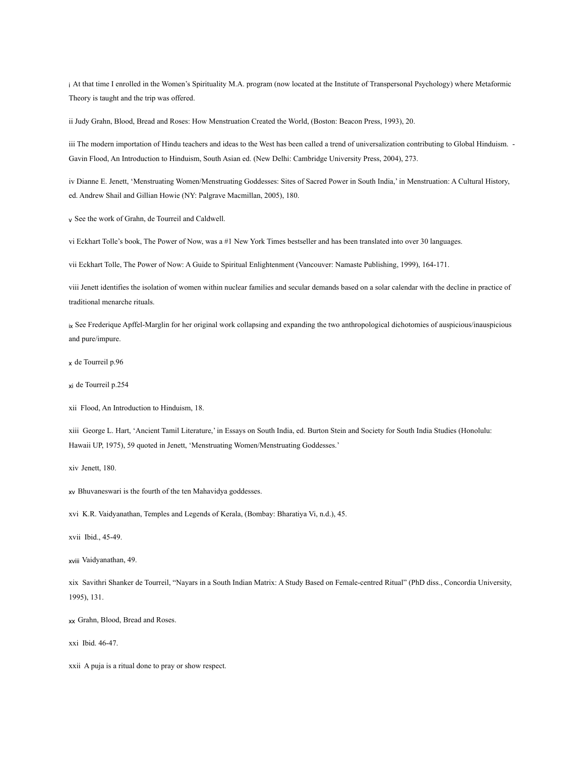i At that time I enrolled in the Women's Spirituality M.A. program (now located at the Institute of Transpersonal Psychology) where Metaformic Theory is taught and the trip was offered.

ii Judy Grahn, Blood, Bread and Roses: How Menstruation Created the World, (Boston: Beacon Press, 1993), 20.

iii The modern importation of Hindu teachers and ideas to the West has been called a trend of universalization contributing to Global Hinduism. - Gavin Flood, An Introduction to Hinduism, South Asian ed. (New Delhi: Cambridge University Press, 2004), 273.

iv Dianne E. Jenett, 'Menstruating Women/Menstruating Goddesses: Sites of Sacred Power in South India,' in Menstruation: A Cultural History, ed. Andrew Shail and Gillian Howie (NY: Palgrave Macmillan, 2005), 180.

v See the work of Grahn, de Tourreil and Caldwell.

vi Eckhart Tolle's book, The Power of Now, was a #1 New York Times bestseller and has been translated into over 30 languages.

vii Eckhart Tolle, The Power of Now: A Guide to Spiritual Enlightenment (Vancouver: Namaste Publishing, 1999), 164-171.

viii Jenett identifies the isolation of women within nuclear families and secular demands based on a solar calendar with the decline in practice of traditional menarche rituals.

ix See Frederique Apffel-Marglin for her original work collapsing and expanding the two anthropological dichotomies of auspicious/inauspicious and pure/impure.

x de Tourreil p.96

xi de Tourreil p.254

xii Flood, An Introduction to Hinduism, 18.

xiii George L. Hart, 'Ancient Tamil Literature,' in Essays on South India, ed. Burton Stein and Society for South India Studies (Honolulu: Hawaii UP, 1975), 59 quoted in Jenett, 'Menstruating Women/Menstruating Goddesses.'

xiv Jenett, 180.

xv Bhuvaneswari is the fourth of the ten Mahavidya goddesses.

xvi K.R. Vaidyanathan, Temples and Legends of Kerala, (Bombay: Bharatiya Vi, n.d.), 45.

xvii Ibid., 45-49.

xviii Vaidyanathan, 49.

xix Savithri Shanker de Tourreil, "Nayars in a South Indian Matrix: A Study Based on Female-centred Ritual" (PhD diss., Concordia University, 1995), 131.

xx Grahn, Blood, Bread and Roses.

xxi Ibid. 46-47.

xxii A puja is a ritual done to pray or show respect.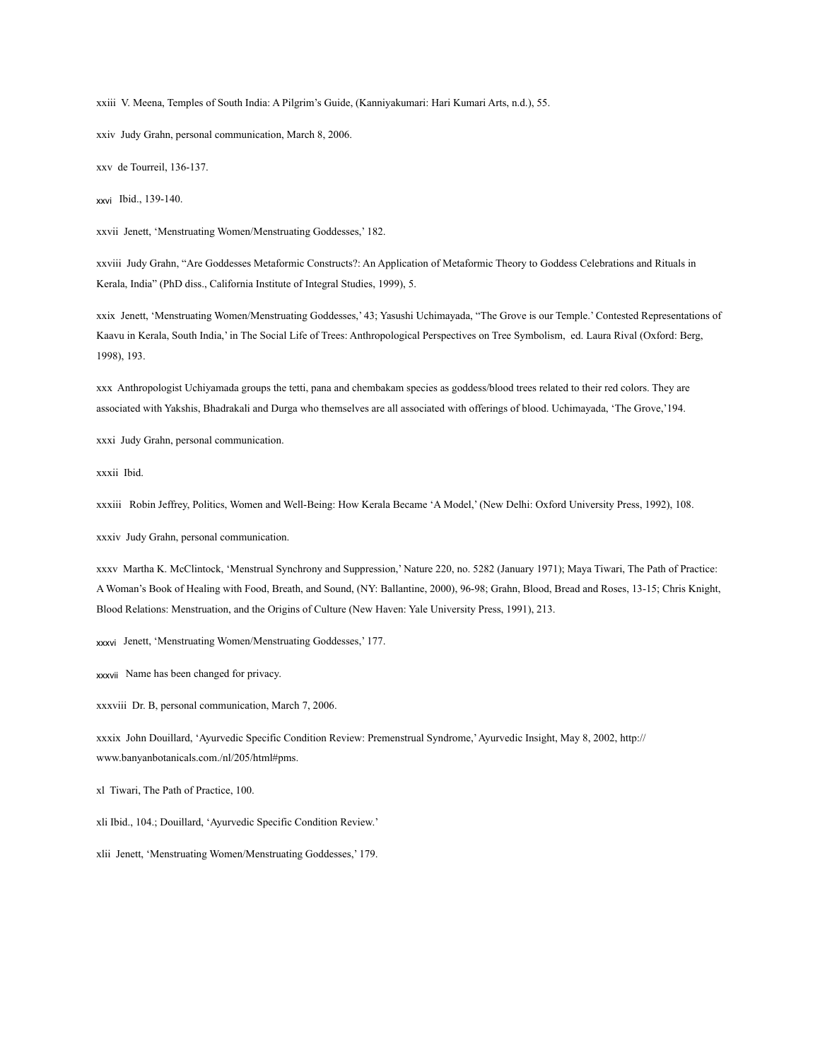xxiii V. Meena, Temples of South India: A Pilgrim's Guide, (Kanniyakumari: Hari Kumari Arts, n.d.), 55.

xxiv Judy Grahn, personal communication, March 8, 2006.

xxv de Tourreil, 136-137.

xxvi Ibid., 139-140.

xxvii Jenett, 'Menstruating Women/Menstruating Goddesses,' 182.

xxviii Judy Grahn, "Are Goddesses Metaformic Constructs?: An Application of Metaformic Theory to Goddess Celebrations and Rituals in Kerala, India" (PhD diss., California Institute of Integral Studies, 1999), 5.

xxix Jenett, 'Menstruating Women/Menstruating Goddesses,' 43; Yasushi Uchimayada, "The Grove is our Temple.' Contested Representations of Kaavu in Kerala, South India,' in The Social Life of Trees: Anthropological Perspectives on Tree Symbolism, ed. Laura Rival (Oxford: Berg, 1998), 193.

xxx Anthropologist Uchiyamada groups the tetti, pana and chembakam species as goddess/blood trees related to their red colors. They are associated with Yakshis, Bhadrakali and Durga who themselves are all associated with offerings of blood. Uchimayada, 'The Grove,'194.

xxxi Judy Grahn, personal communication.

xxxii Ibid.

xxxiii Robin Jeffrey, Politics, Women and Well-Being: How Kerala Became 'A Model,' (New Delhi: Oxford University Press, 1992), 108.

xxxiv Judy Grahn, personal communication.

xxxv Martha K. McClintock, 'Menstrual Synchrony and Suppression,' Nature 220, no. 5282 (January 1971); Maya Tiwari, The Path of Practice: A Woman's Book of Healing with Food, Breath, and Sound, (NY: Ballantine, 2000), 96-98; Grahn, Blood, Bread and Roses, 13-15; Chris Knight, Blood Relations: Menstruation, and the Origins of Culture (New Haven: Yale University Press, 1991), 213.

xxxvi Jenett, 'Menstruating Women/Menstruating Goddesses,' 177.

xxxvii Name has been changed for privacy.

xxxviii Dr. B, personal communication, March 7, 2006.

xxxix John Douillard, 'Ayurvedic Specific Condition Review: Premenstrual Syndrome,' Ayurvedic Insight, May 8, 2002, http://www.banyanbotanicals.com./nl/205/html#pms.

xl Tiwari, The Path of Practice, 100.

xli Ibid., 104.; Douillard, 'Ayurvedic Specific Condition Review.'

xlii Jenett, 'Menstruating Women/Menstruating Goddesses,' 179.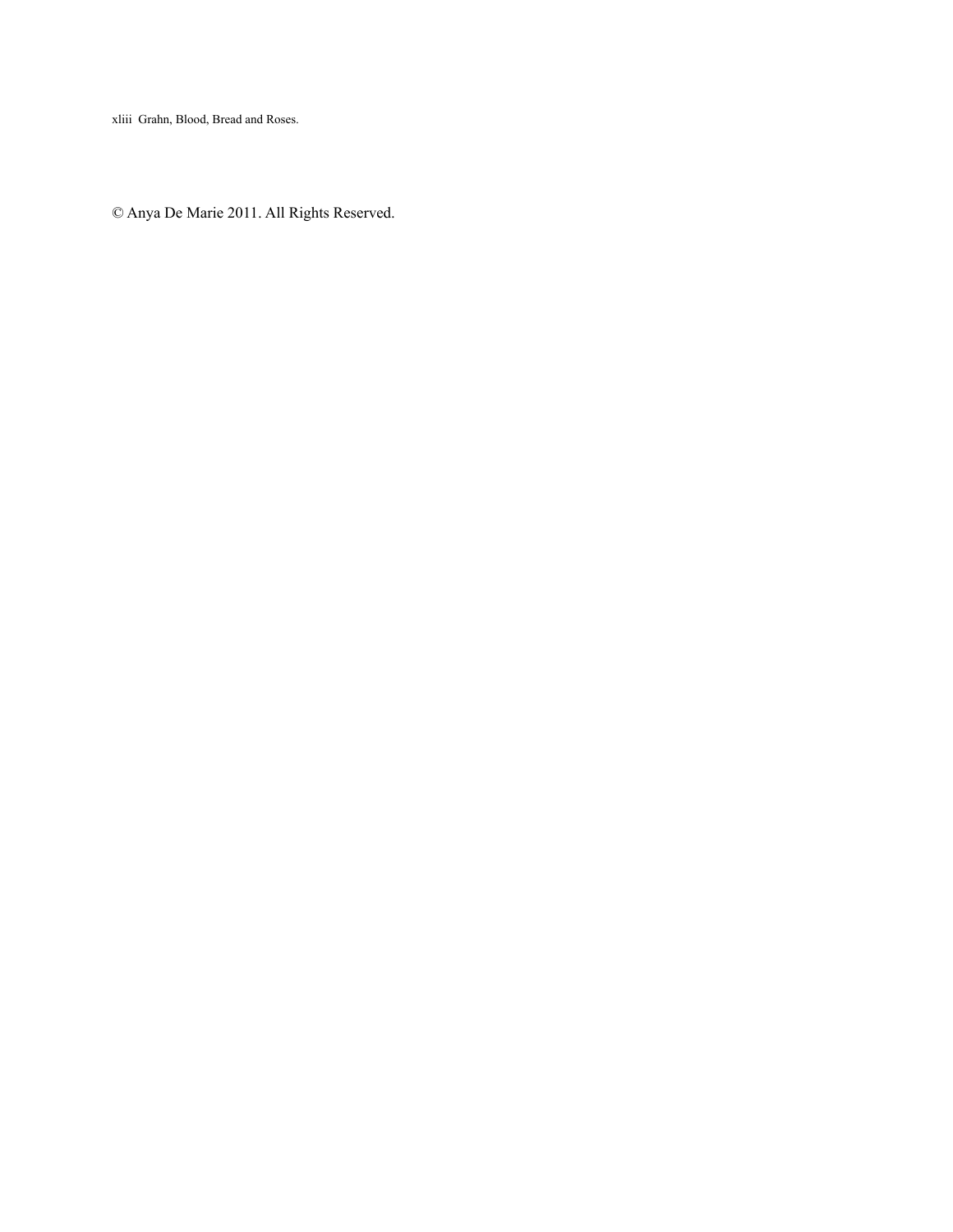xliii Grahn, Blood, Bread and Roses.

© Anya De Marie 2011. All Rights Reserved.